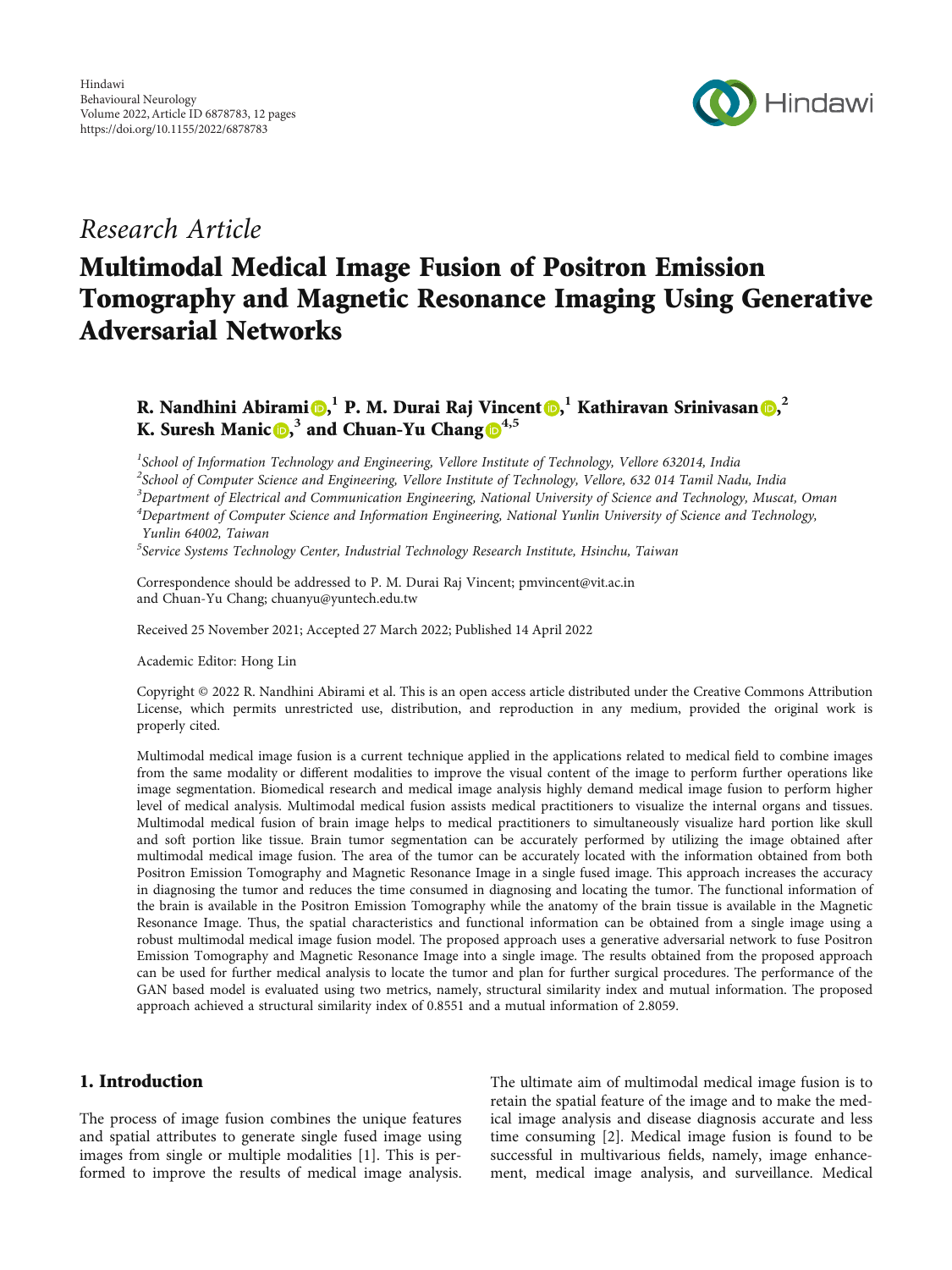Hindawi
Behavioural Neurology
Volume 2022, Article ID 6878783, 12 pages
https://doi.org/10.1155/2022/6878783

*Research Article*

# Multimodal Medical Image Fusion of Positron Emission Tomography and Magnetic Resonance Imaging Using Generative Adversarial Networks

**R. Nandhini Abirami**,[1] **P. M. Durai Raj Vincent**,[1] **Kathiravan Srinivasan**,[2] **K. Suresh Manic**,[3] **and Chuan-Yu Chang**[4,5]

[1]*School of Information Technology and Engineering, Vellore Institute of Technology, Vellore 632014, India*
[2]*School of Computer Science and Engineering, Vellore Institute of Technology, Vellore, 632 014 Tamil Nadu, India*
[3]*Department of Electrical and Communication Engineering, National University of Science and Technology, Muscat, Oman*
[4]*Department of Computer Science and Information Engineering, National Yunlin University of Science and Technology, Yunlin 64002, Taiwan*
[5]*Service Systems Technology Center, Industrial Technology Research Institute, Hsinchu, Taiwan*

Correspondence should be addressed to P. M. Durai Raj Vincent; pmvincent@vit.ac.in and Chuan-Yu Chang; chuanyu@yuntech.edu.tw

Received 25 November 2021; Accepted 27 March 2022; Published 14 April 2022

Academic Editor: Hong Lin

Copyright © 2022 R. Nandhini Abirami et al. This is an open access article distributed under the Creative Commons Attribution License, which permits unrestricted use, distribution, and reproduction in any medium, provided the original work is properly cited.

Multimodal medical image fusion is a current technique applied in the applications related to medical field to combine images from the same modality or different modalities to improve the visual content of the image to perform further operations like image segmentation. Biomedical research and medical image analysis highly demand medical image fusion to perform higher level of medical analysis. Multimodal medical fusion assists medical practitioners to visualize the internal organs and tissues. Multimodal medical fusion of brain image helps to medical practitioners to simultaneously visualize hard portion like skull and soft portion like tissue. Brain tumor segmentation can be accurately performed by utilizing the image obtained after multimodal medical image fusion. The area of the tumor can be accurately located with the information obtained from both Positron Emission Tomography and Magnetic Resonance Image in a single fused image. This approach increases the accuracy in diagnosing the tumor and reduces the time consumed in diagnosing and locating the tumor. The functional information of the brain is available in the Positron Emission Tomography while the anatomy of the brain tissue is available in the Magnetic Resonance Image. Thus, the spatial characteristics and functional information can be obtained from a single image using a robust multimodal medical image fusion model. The proposed approach uses a generative adversarial network to fuse Positron Emission Tomography and Magnetic Resonance Image into a single image. The results obtained from the proposed approach can be used for further medical analysis to locate the tumor and plan for further surgical procedures. The performance of the GAN based model is evaluated using two metrics, namely, structural similarity index and mutual information. The proposed approach achieved a structural similarity index of 0.8551 and a mutual information of 2.8059.

## 1. Introduction

The process of image fusion combines the unique features and spatial attributes to generate single fused image using images from single or multiple modalities [1]. This is performed to improve the results of medical image analysis. The ultimate aim of multimodal medical image fusion is to retain the spatial feature of the image and to make the medical image analysis and disease diagnosis accurate and less time consuming [2]. Medical image fusion is found to be successful in multivarious fields, namely, image enhancement, medical image analysis, and surveillance. Medical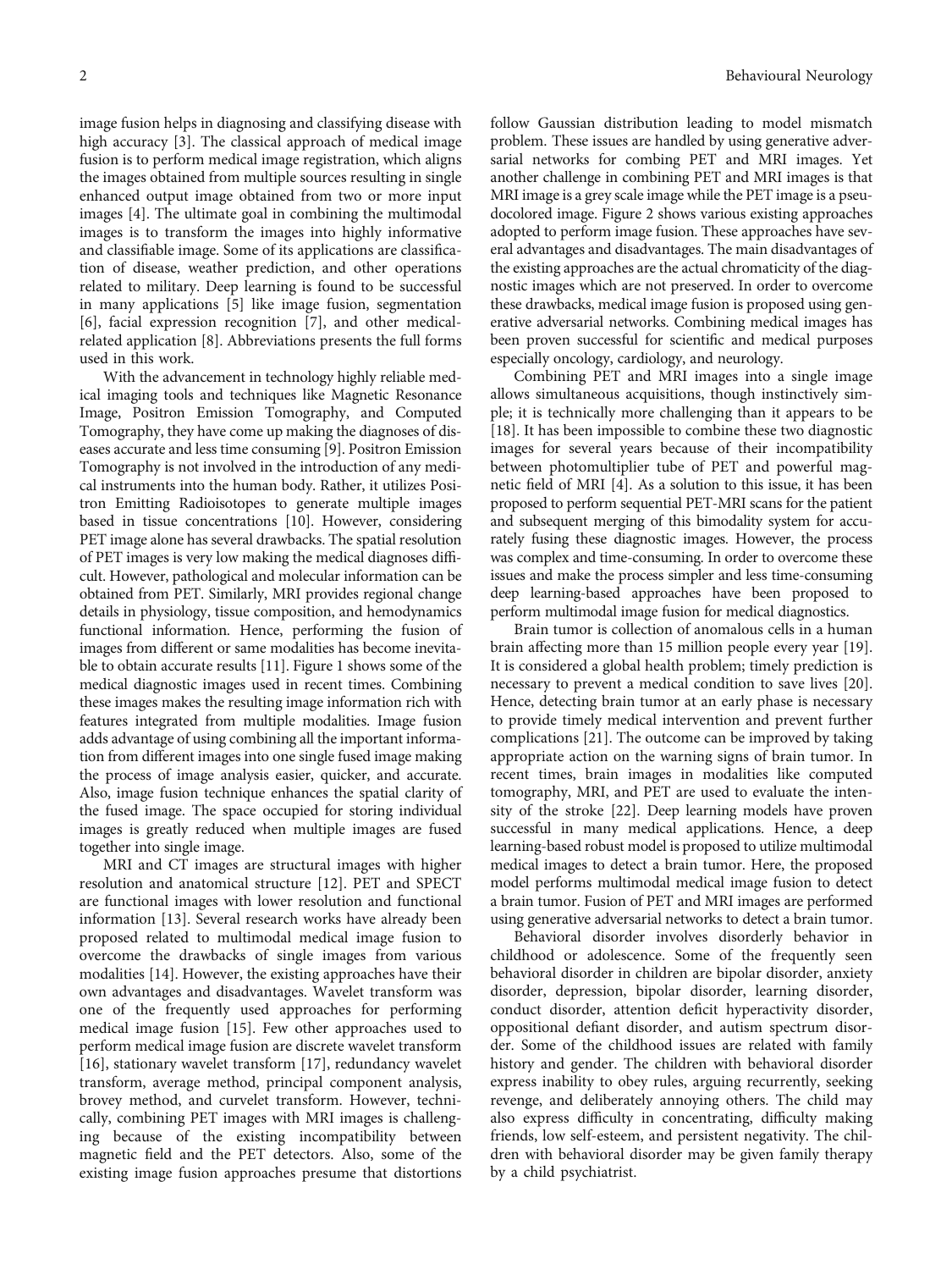image fusion helps in diagnosing and classifying disease with high accuracy [3]. The classical approach of medical image fusion is to perform medical image registration, which aligns the images obtained from multiple sources resulting in single enhanced output image obtained from two or more input images [4]. The ultimate goal in combining the multimodal images is to transform the images into highly informative and classifiable image. Some of its applications are classification of disease, weather prediction, and other operations related to military. Deep learning is found to be successful in many applications [5] like image fusion, segmentation [6], facial expression recognition [7], and other medical-related application [8]. Abbreviations presents the full forms used in this work.

With the advancement in technology highly reliable medical imaging tools and techniques like Magnetic Resonance Image, Positron Emission Tomography, and Computed Tomography, they have come up making the diagnoses of diseases accurate and less time consuming [9]. Positron Emission Tomography is not involved in the introduction of any medical instruments into the human body. Rather, it utilizes Positron Emitting Radioisotopes to generate multiple images based in tissue concentrations [10]. However, considering PET image alone has several drawbacks. The spatial resolution of PET images is very low making the medical diagnoses difficult. However, pathological and molecular information can be obtained from PET. Similarly, MRI provides regional change details in physiology, tissue composition, and hemodynamics functional information. Hence, performing the fusion of images from different or same modalities has become inevitable to obtain accurate results [11]. Figure 1 shows some of the medical diagnostic images used in recent times. Combining these images makes the resulting image information rich with features integrated from multiple modalities. Image fusion adds advantage of using combining all the important information from different images into one single fused image making the process of image analysis easier, quicker, and accurate. Also, image fusion technique enhances the spatial clarity of the fused image. The space occupied for storing individual images is greatly reduced when multiple images are fused together into single image.

MRI and CT images are structural images with higher resolution and anatomical structure [12]. PET and SPECT are functional images with lower resolution and functional information [13]. Several research works have already been proposed related to multimodal medical image fusion to overcome the drawbacks of single images from various modalities [14]. However, the existing approaches have their own advantages and disadvantages. Wavelet transform was one of the frequently used approaches for performing medical image fusion [15]. Few other approaches used to perform medical image fusion are discrete wavelet transform [16], stationary wavelet transform [17], redundancy wavelet transform, average method, principal component analysis, brovey method, and curvelet transform. However, technically, combining PET images with MRI images is challenging because of the existing incompatibility between magnetic field and the PET detectors. Also, some of the existing image fusion approaches presume that distortions follow Gaussian distribution leading to model mismatch problem. These issues are handled by using generative adversarial networks for combing PET and MRI images. Yet another challenge in combining PET and MRI images is that MRI image is a grey scale image while the PET image is a pseudocolored image. Figure 2 shows various existing approaches adopted to perform image fusion. These approaches have several advantages and disadvantages. The main disadvantages of the existing approaches are the actual chromaticity of the diagnostic images which are not preserved. In order to overcome these drawbacks, medical image fusion is proposed using generative adversarial networks. Combining medical images has been proven successful for scientific and medical purposes especially oncology, cardiology, and neurology.

Combining PET and MRI images into a single image allows simultaneous acquisitions, though instinctively simple; it is technically more challenging than it appears to be [18]. It has been impossible to combine these two diagnostic images for several years because of their incompatibility between photomultiplier tube of PET and powerful magnetic field of MRI [4]. As a solution to this issue, it has been proposed to perform sequential PET-MRI scans for the patient and subsequent merging of this bimodality system for accurately fusing these diagnostic images. However, the process was complex and time-consuming. In order to overcome these issues and make the process simpler and less time-consuming deep learning-based approaches have been proposed to perform multimodal image fusion for medical diagnostics.

Brain tumor is collection of anomalous cells in a human brain affecting more than 15 million people every year [19]. It is considered a global health problem; timely prediction is necessary to prevent a medical condition to save lives [20]. Hence, detecting brain tumor at an early phase is necessary to provide timely medical intervention and prevent further complications [21]. The outcome can be improved by taking appropriate action on the warning signs of brain tumor. In recent times, brain images in modalities like computed tomography, MRI, and PET are used to evaluate the intensity of the stroke [22]. Deep learning models have proven successful in many medical applications. Hence, a deep learning-based robust model is proposed to utilize multimodal medical images to detect a brain tumor. Here, the proposed model performs multimodal medical image fusion to detect a brain tumor. Fusion of PET and MRI images are performed using generative adversarial networks to detect a brain tumor.

Behavioral disorder involves disorderly behavior in childhood or adolescence. Some of the frequently seen behavioral disorder in children are bipolar disorder, anxiety disorder, depression, bipolar disorder, learning disorder, conduct disorder, attention deficit hyperactivity disorder, oppositional defiant disorder, and autism spectrum disorder. Some of the childhood issues are related with family history and gender. The children with behavioral disorder express inability to obey rules, arguing recurrently, seeking revenge, and deliberately annoying others. The child may also express difficulty in concentrating, difficulty making friends, low self-esteem, and persistent negativity. The children with behavioral disorder may be given family therapy by a child psychiatrist.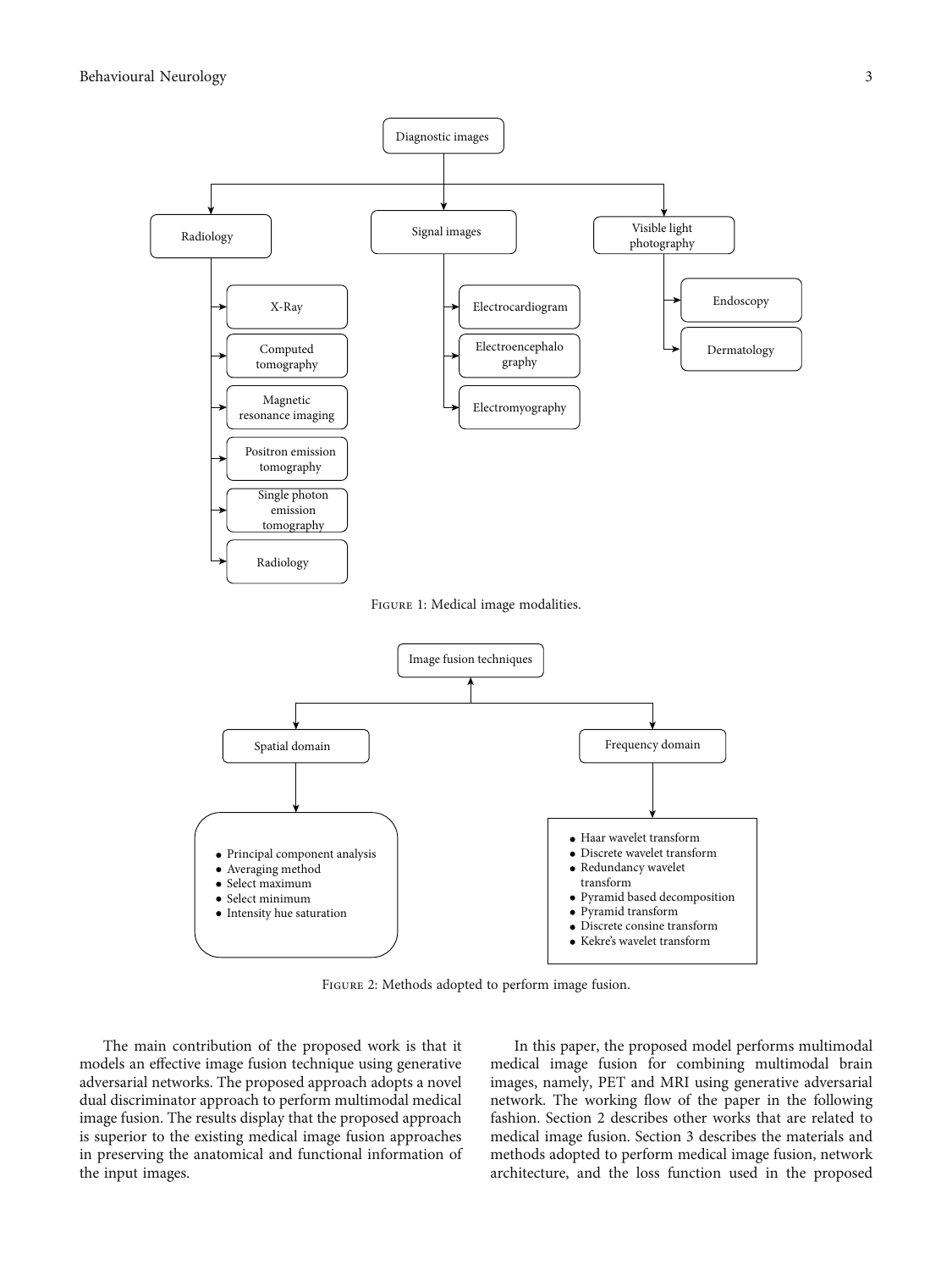- Diagnostic images
  - Radiology
    - X-Ray
    - Computed tomography
    - Magnetic resonance imaging
    - Positron emission tomography
    - Single photon emission tomography
    - Radiology
  - Signal images
    - Electrocardiogram
    - Electroencephalo graphy
    - Electromyography
  - Visible light photography
    - Endoscopy
    - Dermatology

Figure 1: Medical image modalities.

- Image fusion techniques
  - Spatial domain
    - Principal component analysis
    - Averaging method
    - Select maximum
    - Select minimum
    - Intensity hue saturation
  - Frequency domain
    - Haar wavelet transform
    - Discrete wavelet transform
    - Redundancy wavelet transform
    - Pyramid based decomposition
    - Pyramid transform
    - Discrete consine transform
    - Kekre's wavelet transform

Figure 2: Methods adopted to perform image fusion.

The main contribution of the proposed work is that it models an effective image fusion technique using generative adversarial networks. The proposed approach adopts a novel dual discriminator approach to perform multimodal medical image fusion. The results display that the proposed approach is superior to the existing medical image fusion approaches in preserving the anatomical and functional information of the input images.

In this paper, the proposed model performs multimodal medical image fusion for combining multimodal brain images, namely, PET and MRI using generative adversarial network. The working flow of the paper in the following fashion. Section 2 describes other works that are related to medical image fusion. Section 3 describes the materials and methods adopted to perform medical image fusion, network architecture, and the loss function used in the proposed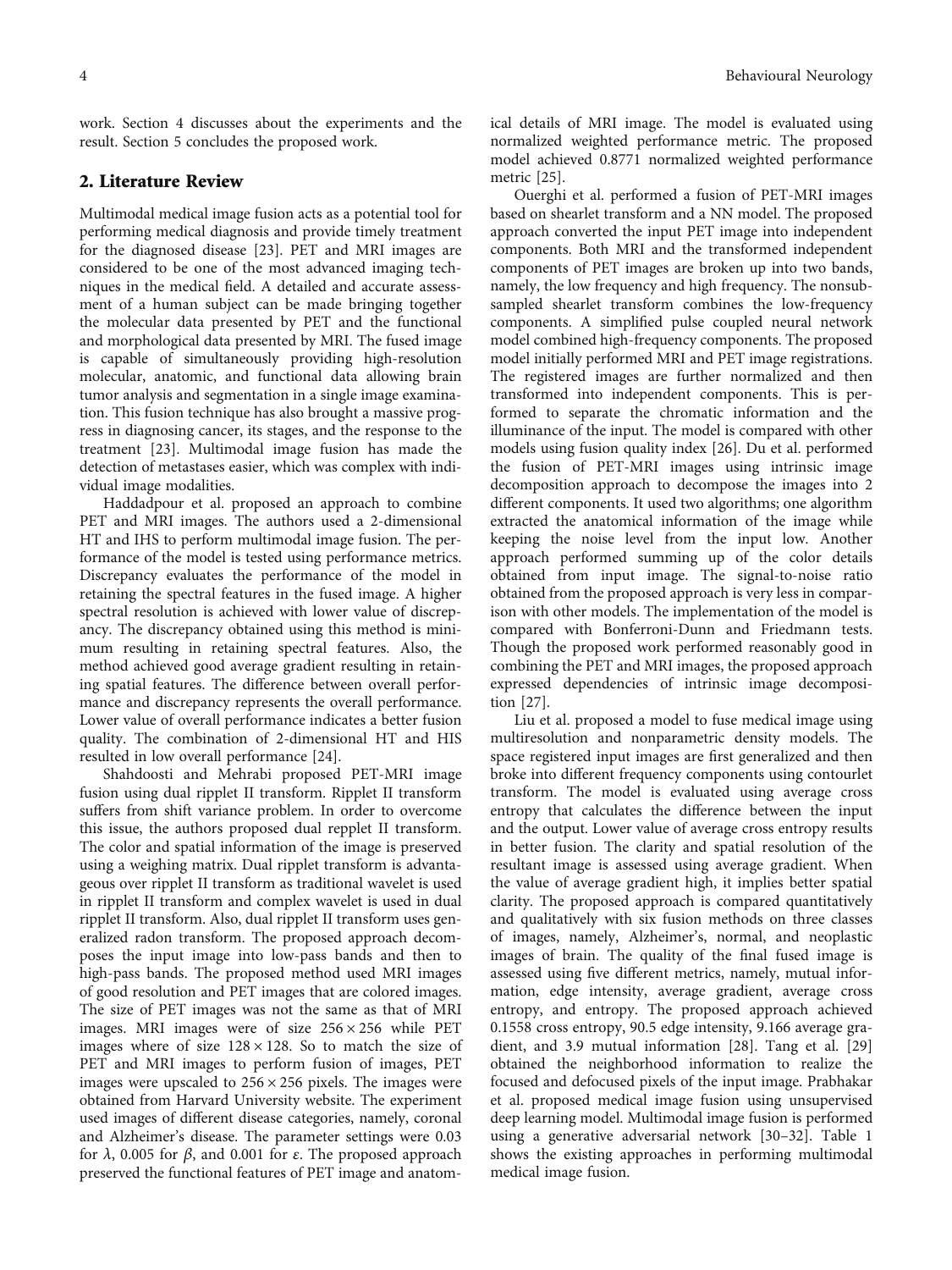work. Section 4 discusses about the experiments and the result. Section 5 concludes the proposed work.

## 2. Literature Review

Multimodal medical image fusion acts as a potential tool for performing medical diagnosis and provide timely treatment for the diagnosed disease [23]. PET and MRI images are considered to be one of the most advanced imaging techniques in the medical field. A detailed and accurate assessment of a human subject can be made bringing together the molecular data presented by PET and the functional and morphological data presented by MRI. The fused image is capable of simultaneously providing high-resolution molecular, anatomic, and functional data allowing brain tumor analysis and segmentation in a single image examination. This fusion technique has also brought a massive progress in diagnosing cancer, its stages, and the response to the treatment [23]. Multimodal image fusion has made the detection of metastases easier, which was complex with individual image modalities.

Haddadpour et al. proposed an approach to combine PET and MRI images. The authors used a 2-dimensional HT and IHS to perform multimodal image fusion. The performance of the model is tested using performance metrics. Discrepancy evaluates the performance of the model in retaining the spectral features in the fused image. A higher spectral resolution is achieved with lower value of discrepancy. The discrepancy obtained using this method is minimum resulting in retaining spectral features. Also, the method achieved good average gradient resulting in retaining spatial features. The difference between overall performance and discrepancy represents the overall performance. Lower value of overall performance indicates a better fusion quality. The combination of 2-dimensional HT and HIS resulted in low overall performance [24].

Shahdoosti and Mehrabi proposed PET-MRI image fusion using dual ripplet II transform. Ripplet II transform suffers from shift variance problem. In order to overcome this issue, the authors proposed dual repplet II transform. The color and spatial information of the image is preserved using a weighing matrix. Dual ripplet transform is advantageous over ripplet II transform as traditional wavelet is used in ripplet II transform and complex wavelet is used in dual ripplet II transform. Also, dual ripplet II transform uses generalized radon transform. The proposed approach decomposes the input image into low-pass bands and then to high-pass bands. The proposed method used MRI images of good resolution and PET images that are colored images. The size of PET images was not the same as that of MRI images. MRI images were of size $256 \times 256$ while PET images where of size $128 \times 128$. So to match the size of PET and MRI images to perform fusion of images, PET images were upscaled to $256 \times 256$ pixels. The images were obtained from Harvard University website. The experiment used images of different disease categories, namely, coronal and Alzheimer's disease. The parameter settings were 0.03 for $\lambda$, 0.005 for $\beta$, and 0.001 for $\varepsilon$. The proposed approach preserved the functional features of PET image and anatomical details of MRI image. The model is evaluated using normalized weighted performance metric. The proposed model achieved 0.8771 normalized weighted performance metric [25].

Ouerghi et al. performed a fusion of PET-MRI images based on shearlet transform and a NN model. The proposed approach converted the input PET image into independent components. Both MRI and the transformed independent components of PET images are broken up into two bands, namely, the low frequency and high frequency. The nonsubsampled shearlet transform combines the low-frequency components. A simplified pulse coupled neural network model combined high-frequency components. The proposed model initially performed MRI and PET image registrations. The registered images are further normalized and then transformed into independent components. This is performed to separate the chromatic information and the illuminance of the input. The model is compared with other models using fusion quality index [26]. Du et al. performed the fusion of PET-MRI images using intrinsic image decomposition approach to decompose the images into 2 different components. It used two algorithms; one algorithm extracted the anatomical information of the image while keeping the noise level from the input low. Another approach performed summing up of the color details obtained from input image. The signal-to-noise ratio obtained from the proposed approach is very less in comparison with other models. The implementation of the model is compared with Bonferroni-Dunn and Friedmann tests. Though the proposed work performed reasonably good in combining the PET and MRI images, the proposed approach expressed dependencies of intrinsic image decomposition [27].

Liu et al. proposed a model to fuse medical image using multiresolution and nonparametric density models. The space registered input images are first generalized and then broke into different frequency components using contourlet transform. The model is evaluated using average cross entropy that calculates the difference between the input and the output. Lower value of average cross entropy results in better fusion. The clarity and spatial resolution of the resultant image is assessed using average gradient. When the value of average gradient high, it implies better spatial clarity. The proposed approach is compared quantitatively and qualitatively with six fusion methods on three classes of images, namely, Alzheimer's, normal, and neoplastic images of brain. The quality of the final fused image is assessed using five different metrics, namely, mutual information, edge intensity, average gradient, average cross entropy, and entropy. The proposed approach achieved 0.1558 cross entropy, 90.5 edge intensity, 9.166 average gradient, and 3.9 mutual information [28]. Tang et al. [29] obtained the neighborhood information to realize the focused and defocused pixels of the input image. Prabhakar et al. proposed medical image fusion using unsupervised deep learning model. Multimodal image fusion is performed using a generative adversarial network [30–32]. Table 1 shows the existing approaches in performing multimodal medical image fusion.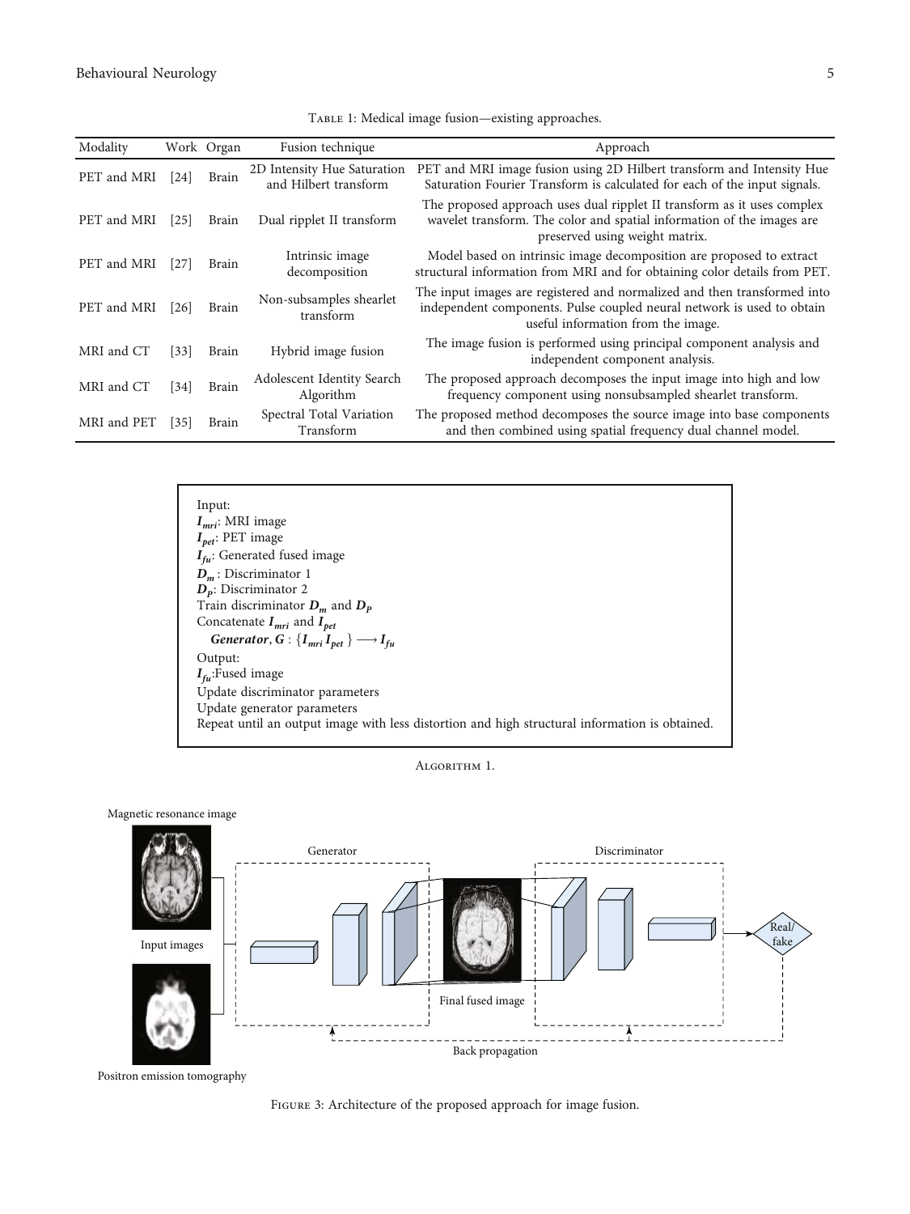Table 1: Medical image fusion—existing approaches.

| Modality | Work | Organ | Fusion technique | Approach |
|---|---|---|---|---|
| PET and MRI | [24] | Brain | 2D Intensity Hue Saturation and Hilbert transform | PET and MRI image fusion using 2D Hilbert transform and Intensity Hue Saturation Fourier Transform is calculated for each of the input signals. |
| PET and MRI | [25] | Brain | Dual ripplet II transform | The proposed approach uses dual ripplet II transform as it uses complex wavelet transform. The color and spatial information of the images are preserved using weight matrix. |
| PET and MRI | [27] | Brain | Intrinsic image decomposition | Model based on intrinsic image decomposition are proposed to extract structural information from MRI and for obtaining color details from PET. |
| PET and MRI | [26] | Brain | Non-subsamples shearlet transform | The input images are registered and normalized and then transformed into independent components. Pulse coupled neural network is used to obtain useful information from the image. |
| MRI and CT | [33] | Brain | Hybrid image fusion | The image fusion is performed using principal component analysis and independent component analysis. |
| MRI and CT | [34] | Brain | Adolescent Identity Search Algorithm | The proposed approach decomposes the input image into high and low frequency component using nonsubsampled shearlet transform. |
| MRI and PET | [35] | Brain | Spectral Total Variation Transform | The proposed method decomposes the source image into base components and then combined using spatial frequency dual channel model. |

Input:
$I_{mri}$: MRI image
$I_{pet}$: PET image
$I_{fu}$: Generated fused image
$D_m$ : Discriminator 1
$D_P$: Discriminator 2
Train discriminator $D_m$ and $D_P$
Concatenate $I_{mri}$ and $I_{pet}$
**Generator**, $G : \{I_{mri}\, I_{pet}\} \longrightarrow I_{fu}$
Output:
$I_{fu}$:Fused image
Update discriminator parameters
Update generator parameters
Repeat until an output image with less distortion and high structural information is obtained.

Algorithm 1.

Figure 3: Architecture of the proposed approach for image fusion.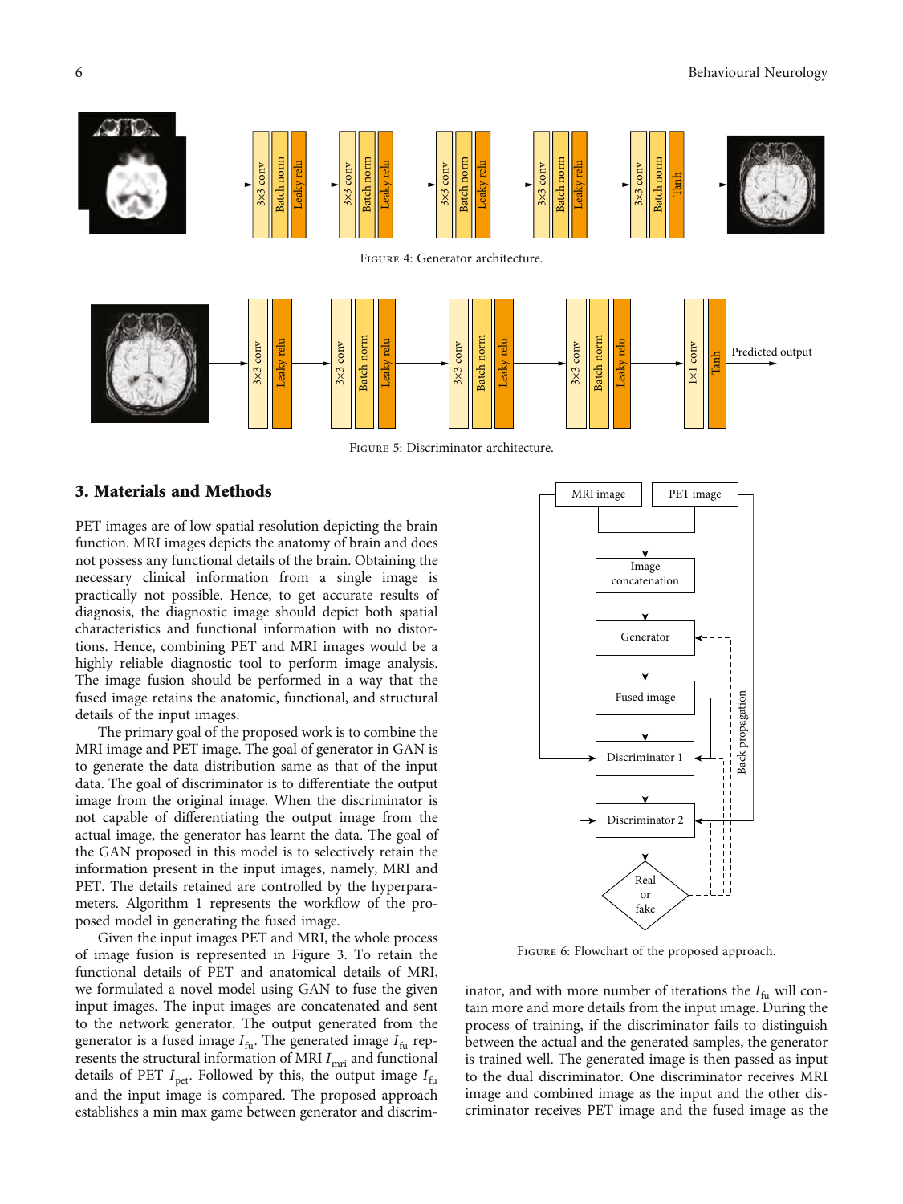Figure 4: Generator architecture.

Figure 5: Discriminator architecture.

## 3. Materials and Methods

PET images are of low spatial resolution depicting the brain function. MRI images depicts the anatomy of brain and does not possess any functional details of the brain. Obtaining the necessary clinical information from a single image is practically not possible. Hence, to get accurate results of diagnosis, the diagnostic image should depict both spatial characteristics and functional information with no distortions. Hence, combining PET and MRI images would be a highly reliable diagnostic tool to perform image analysis. The image fusion should be performed in a way that the fused image retains the anatomic, functional, and structural details of the input images.

The primary goal of the proposed work is to combine the MRI image and PET image. The goal of generator in GAN is to generate the data distribution same as that of the input data. The goal of discriminator is to differentiate the output image from the original image. When the discriminator is not capable of differentiating the output image from the actual image, the generator has learnt the data. The goal of the GAN proposed in this model is to selectively retain the information present in the input images, namely, MRI and PET. The details retained are controlled by the hyperparameters. Algorithm 1 represents the workflow of the proposed model in generating the fused image.

Given the input images PET and MRI, the whole process of image fusion is represented in Figure 3. To retain the functional details of PET and anatomical details of MRI, we formulated a novel model using GAN to fuse the given input images. The input images are concatenated and sent to the network generator. The output generated from the generator is a fused image $I_{fu}$. The generated image $I_{fu}$ represents the structural information of MRI $I_{mri}$ and functional details of PET $I_{pet}$. Followed by this, the output image $I_{fu}$ and the input image is compared. The proposed approach establishes a min max game between generator and discriminator, and with more number of iterations the $I_{fu}$ will contain more and more details from the input image. During the process of training, if the discriminator fails to distinguish between the actual and the generated samples, the generator is trained well. The generated image is then passed as input to the dual discriminator. One discriminator receives MRI image and combined image as the input and the other discriminator receives PET image and the fused image as the

Figure 6: Flowchart of the proposed approach.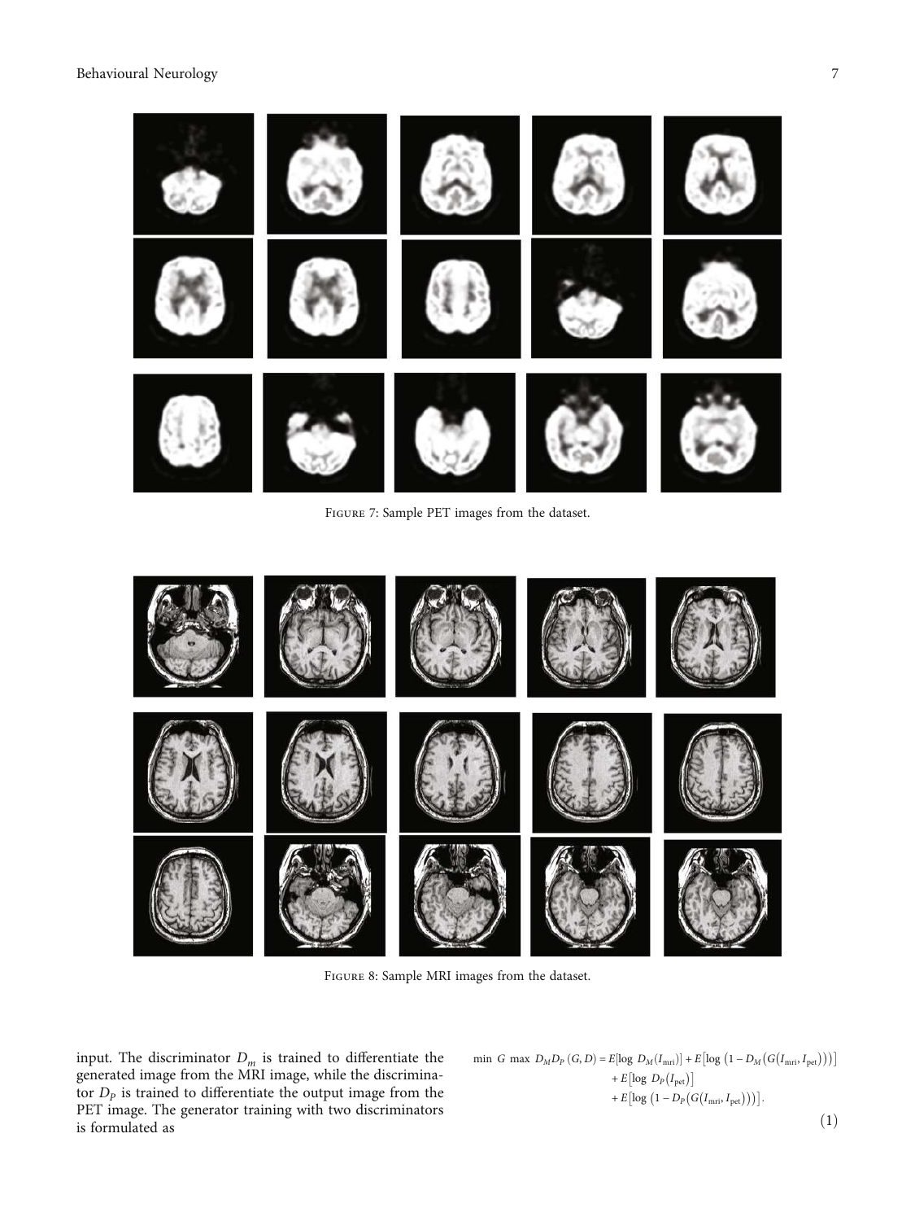Figure 7: Sample PET images from the dataset.

Figure 8: Sample MRI images from the dataset.

input. The discriminator $D_m$ is trained to differentiate the generated image from the MRI image, while the discriminator $D_P$ is trained to differentiate the output image from the PET image. The generator training with two discriminators is formulated as

$$\begin{aligned}\min G \max D_M D_P(G, D) &= E[\log D_M(I_{\text{mri}})] + E[\log(1 - D_M(G(I_{\text{mri}}, I_{\text{pet}})))] \\ &+ E[\log D_P(I_{\text{pet}})] \\ &+ E[\log(1 - D_P(G(I_{\text{mri}}, I_{\text{pet}})))].\end{aligned} \tag{1}$$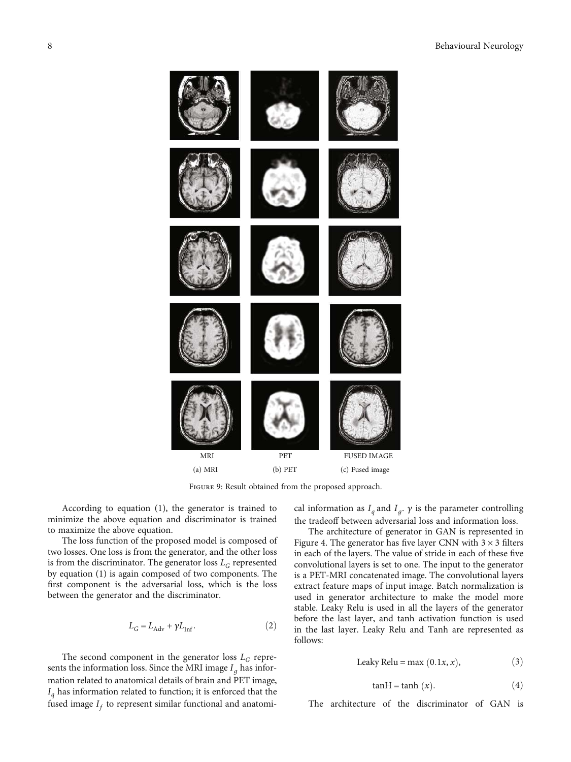MRI PET FUSED IMAGE

(a) MRI (b) PET (c) Fused image

Figure 9: Result obtained from the proposed approach.

According to equation (1), the generator is trained to minimize the above equation and discriminator is trained to maximize the above equation.

The loss function of the proposed model is composed of two losses. One loss is from the generator, and the other loss is from the discriminator. The generator loss $L_G$ represented by equation (1) is again composed of two components. The first component is the adversarial loss, which is the loss between the generator and the discriminator.

$$L_G = L_{\text{Adv}} + \gamma L_{\text{Inf}}. \tag{2}$$

The second component in the generator loss $L_G$ represents the information loss. Since the MRI image $I_g$ has information related to anatomical details of brain and PET image, $I_q$ has information related to function; it is enforced that the fused image $I_f$ to represent similar functional and anatomical information as $I_q$ and $I_g$. $\gamma$ is the parameter controlling the tradeoff between adversarial loss and information loss.

The architecture of generator in GAN is represented in Figure 4. The generator has five layer CNN with $3 \times 3$ filters in each of the layers. The value of stride in each of these five convolutional layers is set to one. The input to the generator is a PET-MRI concatenated image. The convolutional layers extract feature maps of input image. Batch normalization is used in generator architecture to make the model more stable. Leaky Relu is used in all the layers of the generator before the last layer, and tanh activation function is used in the last layer. Leaky Relu and Tanh are represented as follows:

$$\text{Leaky Relu} = \max(0.1x, x), \tag{3}$$

$$\tanh\text{H} = \tanh(x). \tag{4}$$

The architecture of the discriminator of GAN is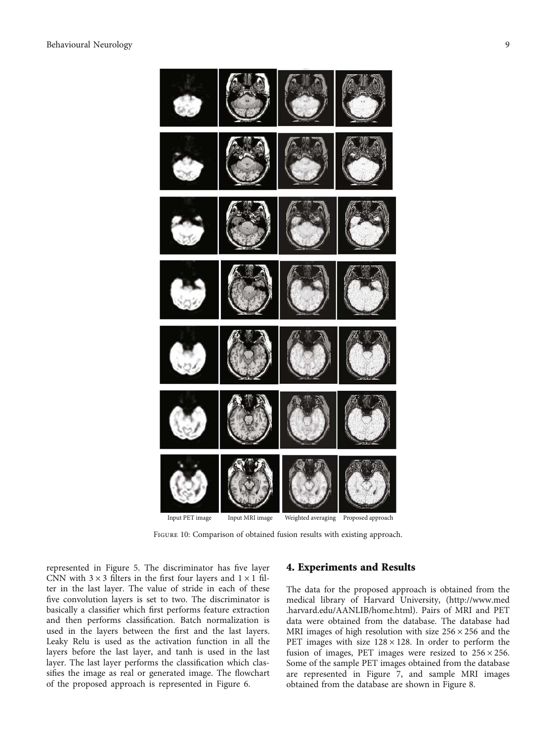Input PET image Input MRI image Weighted averaging Proposed approach

Figure 10: Comparison of obtained fusion results with existing approach.

represented in Figure 5. The discriminator has five layer CNN with $3 \times 3$ filters in the first four layers and $1 \times 1$ filter in the last layer. The value of stride in each of these five convolution layers is set to two. The discriminator is basically a classifier which first performs feature extraction and then performs classification. Batch normalization is used in the layers between the first and the last layers. Leaky Relu is used as the activation function in all the layers before the last layer, and tanh is used in the last layer. The last layer performs the classification which classifies the image as real or generated image. The flowchart of the proposed approach is represented in Figure 6.

## 4. Experiments and Results

The data for the proposed approach is obtained from the medical library of Harvard University, (http://www.med.harvard.edu/AANLIB/home.html). Pairs of MRI and PET data were obtained from the database. The database had MRI images of high resolution with size $256 \times 256$ and the PET images with size $128 \times 128$. In order to perform the fusion of images, PET images were resized to $256 \times 256$. Some of the sample PET images obtained from the database are represented in Figure 7, and sample MRI images obtained from the database are shown in Figure 8.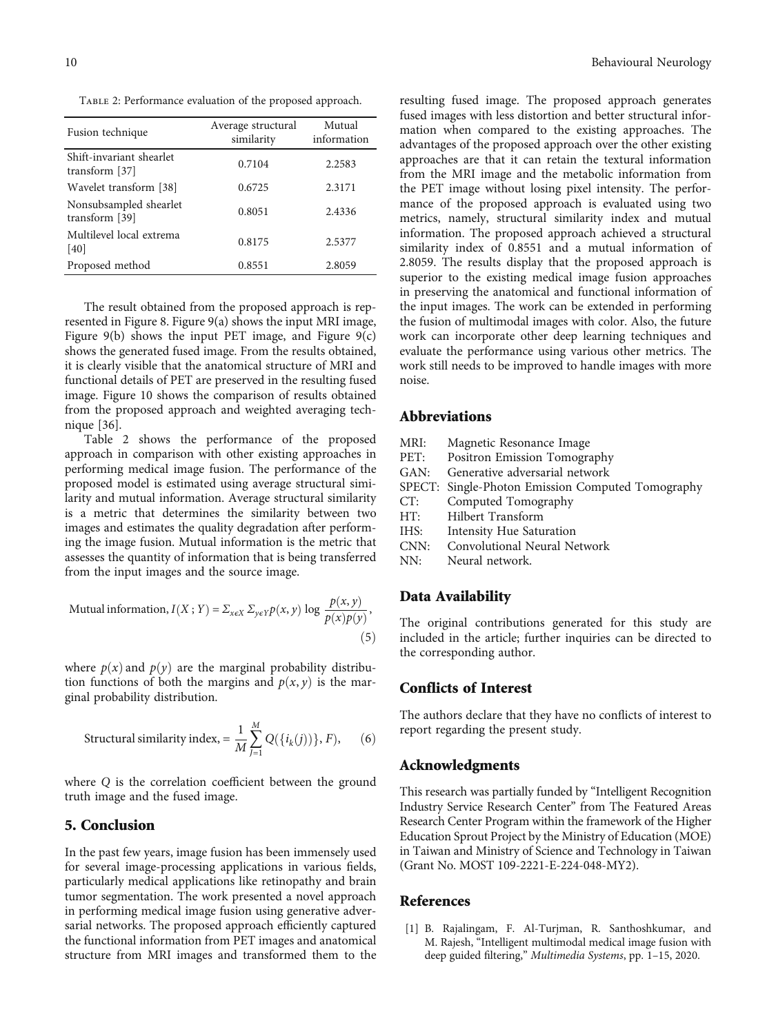Table 2: Performance evaluation of the proposed approach.

| Fusion technique | Average structural similarity | Mutual information |
|---|---|---|
| Shift-invariant shearlet transform [37] | 0.7104 | 2.2583 |
| Wavelet transform [38] | 0.6725 | 2.3171 |
| Nonsubsampled shearlet transform [39] | 0.8051 | 2.4336 |
| Multilevel local extrema [40] | 0.8175 | 2.5377 |
| Proposed method | 0.8551 | 2.8059 |

The result obtained from the proposed approach is represented in Figure 8. Figure 9(a) shows the input MRI image, Figure 9(b) shows the input PET image, and Figure 9(c) shows the generated fused image. From the results obtained, it is clearly visible that the anatomical structure of MRI and functional details of PET are preserved in the resulting fused image. Figure 10 shows the comparison of results obtained from the proposed approach and weighted averaging technique [36].

Table 2 shows the performance of the proposed approach in comparison with other existing approaches in performing medical image fusion. The performance of the proposed model is estimated using average structural similarity and mutual information. Average structural similarity is a metric that determines the similarity between two images and estimates the quality degradation after performing the image fusion. Mutual information is the metric that assesses the quantity of information that is being transferred from the input images and the source image.

$$\text{Mutual information}, I(X\,;Y) = \Sigma_{x\epsilon X}\, \Sigma_{y\epsilon Y} p(x,y) \log \frac{p(x,y)}{p(x)p(y)}, \quad (5)$$

where $p(x)$ and $p(y)$ are the marginal probability distribution functions of both the margins and $p(x, y)$ is the marginal probability distribution.

$$\text{Structural similarity index}, = \frac{1}{M}\sum_{j=1}^{M} Q(\{i_k(j))\}, F), \quad (6)$$

where $Q$ is the correlation coefficient between the ground truth image and the fused image.

## 5. Conclusion

In the past few years, image fusion has been immensely used for several image-processing applications in various fields, particularly medical applications like retinopathy and brain tumor segmentation. The work presented a novel approach in performing medical image fusion using generative adversarial networks. The proposed approach efficiently captured the functional information from PET images and anatomical structure from MRI images and transformed them to the resulting fused image. The proposed approach generates fused images with less distortion and better structural information when compared to the existing approaches. The advantages of the proposed approach over the other existing approaches are that it can retain the textural information from the MRI image and the metabolic information from the PET image without losing pixel intensity. The performance of the proposed approach is evaluated using two metrics, namely, structural similarity index and mutual information. The proposed approach achieved a structural similarity index of 0.8551 and a mutual information of 2.8059. The results display that the proposed approach is superior to the existing medical image fusion approaches in preserving the anatomical and functional information of the input images. The work can be extended in performing the fusion of multimodal images with color. Also, the future work can incorporate other deep learning techniques and evaluate the performance using various other metrics. The work still needs to be improved to handle images with more noise.

## Abbreviations

- MRI: Magnetic Resonance Image
- PET: Positron Emission Tomography
- GAN: Generative adversarial network
- SPECT: Single-Photon Emission Computed Tomography
- CT: Computed Tomography
- HT: Hilbert Transform
- IHS: Intensity Hue Saturation
- CNN: Convolutional Neural Network
- NN: Neural network.

## Data Availability

The original contributions generated for this study are included in the article; further inquiries can be directed to the corresponding author.

## Conflicts of Interest

The authors declare that they have no conflicts of interest to report regarding the present study.

## Acknowledgments

This research was partially funded by "Intelligent Recognition Industry Service Research Center" from The Featured Areas Research Center Program within the framework of the Higher Education Sprout Project by the Ministry of Education (MOE) in Taiwan and Ministry of Science and Technology in Taiwan (Grant No. MOST 109-2221-E-224-048-MY2).

## References

[1] B. Rajalingam, F. Al-Turjman, R. Santhoshkumar, and M. Rajesh, "Intelligent multimodal medical image fusion with deep guided filtering," *Multimedia Systems*, pp. 1–15, 2020.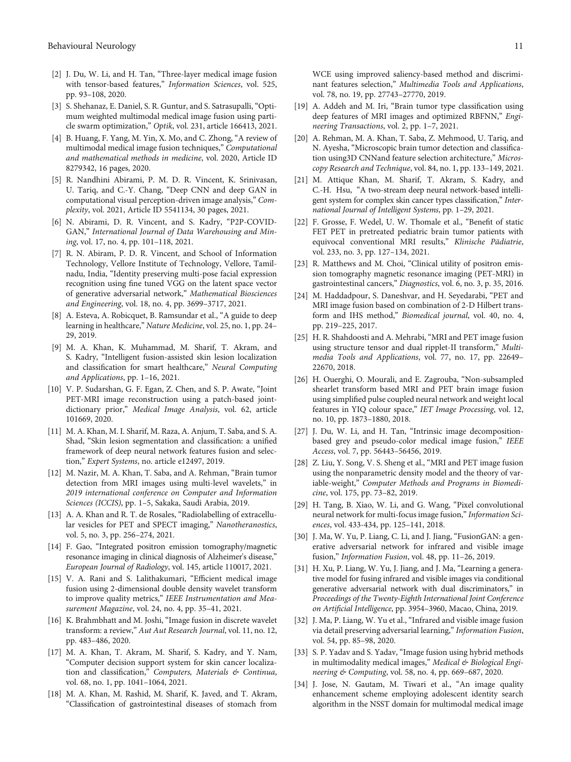[2] J. Du, W. Li, and H. Tan, "Three-layer medical image fusion with tensor-based features," *Information Sciences*, vol. 525, pp. 93–108, 2020.

[3] S. Shehanaz, E. Daniel, S. R. Guntur, and S. Satrasupalli, "Optimum weighted multimodal medical image fusion using particle swarm optimization," *Optik*, vol. 231, article 166413, 2021.

[4] B. Huang, F. Yang, M. Yin, X. Mo, and C. Zhong, "A review of multimodal medical image fusion techniques," *Computational and mathematical methods in medicine*, vol. 2020, Article ID 8279342, 16 pages, 2020.

[5] R. Nandhini Abirami, P. M. D. R. Vincent, K. Srinivasan, U. Tariq, and C.-Y. Chang, "Deep CNN and deep GAN in computational visual perception-driven image analysis," *Complexity*, vol. 2021, Article ID 5541134, 30 pages, 2021.

[6] N. Abirami, D. R. Vincent, and S. Kadry, "P2P-COVID-GAN," *International Journal of Data Warehousing and Mining*, vol. 17, no. 4, pp. 101–118, 2021.

[7] R. N. Abiram, P. D. R. Vincent, and School of Information Technology, Vellore Institute of Technology, Vellore, Tamilnadu, India, "Identity preserving multi-pose facial expression recognition using fine tuned VGG on the latent space vector of generative adversarial network," *Mathematical Biosciences and Engineering*, vol. 18, no. 4, pp. 3699–3717, 2021.

[8] A. Esteva, A. Robicquet, B. Ramsundar et al., "A guide to deep learning in healthcare," *Nature Medicine*, vol. 25, no. 1, pp. 24–29, 2019.

[9] M. A. Khan, K. Muhammad, M. Sharif, T. Akram, and S. Kadry, "Intelligent fusion-assisted skin lesion localization and classification for smart healthcare," *Neural Computing and Applications*, pp. 1–16, 2021.

[10] V. P. Sudarshan, G. F. Egan, Z. Chen, and S. P. Awate, "Joint PET-MRI image reconstruction using a patch-based joint-dictionary prior," *Medical Image Analysis*, vol. 62, article 101669, 2020.

[11] M. A. Khan, M. I. Sharif, M. Raza, A. Anjum, T. Saba, and S. A. Shad, "Skin lesion segmentation and classification: a unified framework of deep neural network features fusion and selection," *Expert Systems*, no. article e12497, 2019.

[12] M. Nazir, M. A. Khan, T. Saba, and A. Rehman, "Brain tumor detection from MRI images using multi-level wavelets," in *2019 international conference on Computer and Information Sciences (ICCIS)*, pp. 1–5, Sakaka, Saudi Arabia, 2019.

[13] A. A. Khan and R. T. de Rosales, "Radiolabelling of extracellular vesicles for PET and SPECT imaging," *Nanotheranostics*, vol. 5, no. 3, pp. 256–274, 2021.

[14] F. Gao, "Integrated positron emission tomography/magnetic resonance imaging in clinical diagnosis of Alzheimer's disease," *European Journal of Radiology*, vol. 145, article 110017, 2021.

[15] V. A. Rani and S. Lalithakumari, "Efficient medical image fusion using 2-dimensional double density wavelet transform to improve quality metrics," *IEEE Instrumentation and Measurement Magazine*, vol. 24, no. 4, pp. 35–41, 2021.

[16] K. Brahmbhatt and M. Joshi, "Image fusion in discrete wavelet transform: a review," *Aut Aut Research Journal*, vol. 11, no. 12, pp. 483–486, 2020.

[17] M. A. Khan, T. Akram, M. Sharif, S. Kadry, and Y. Nam, "Computer decision support system for skin cancer localization and classification," *Computers, Materials & Continua*, vol. 68, no. 1, pp. 1041–1064, 2021.

[18] M. A. Khan, M. Rashid, M. Sharif, K. Javed, and T. Akram, "Classification of gastrointestinal diseases of stomach from WCE using improved saliency-based method and discriminant features selection," *Multimedia Tools and Applications*, vol. 78, no. 19, pp. 27743–27770, 2019.

[19] A. Addeh and M. Iri, "Brain tumor type classification using deep features of MRI images and optimized RBFNN," *Engineering Transactions*, vol. 2, pp. 1–7, 2021.

[20] A. Rehman, M. A. Khan, T. Saba, Z. Mehmood, U. Tariq, and N. Ayesha, "Microscopic brain tumor detection and classification using3D CNNand feature selection architecture," *Microscopy Research and Technique*, vol. 84, no. 1, pp. 133–149, 2021.

[21] M. Attique Khan, M. Sharif, T. Akram, S. Kadry, and C.-H. Hsu, "A two-stream deep neural network-based intelligent system for complex skin cancer types classification," *International Journal of Intelligent Systems*, pp. 1–29, 2021.

[22] F. Grosse, F. Wedel, U. W. Thomale et al., "Benefit of static FET PET in pretreated pediatric brain tumor patients with equivocal conventional MRI results," *Klinische Pädiatrie*, vol. 233, no. 3, pp. 127–134, 2021.

[23] R. Matthews and M. Choi, "Clinical utility of positron emission tomography magnetic resonance imaging (PET-MRI) in gastrointestinal cancers," *Diagnostics*, vol. 6, no. 3, p. 35, 2016.

[24] M. Haddadpour, S. Daneshvar, and H. Seyedarabi, "PET and MRI image fusion based on combination of 2-D Hilbert transform and IHS method," *Biomedical journal*, vol. 40, no. 4, pp. 219–225, 2017.

[25] H. R. Shahdoosti and A. Mehrabi, "MRI and PET image fusion using structure tensor and dual ripplet-II transform," *Multimedia Tools and Applications*, vol. 77, no. 17, pp. 22649–22670, 2018.

[26] H. Ouerghi, O. Mourali, and E. Zagrouba, "Non-subsampled shearlet transform based MRI and PET brain image fusion using simplified pulse coupled neural network and weight local features in YIQ colour space," *IET Image Processing*, vol. 12, no. 10, pp. 1873–1880, 2018.

[27] J. Du, W. Li, and H. Tan, "Intrinsic image decomposition-based grey and pseudo-color medical image fusion," *IEEE Access*, vol. 7, pp. 56443–56456, 2019.

[28] Z. Liu, Y. Song, V. S. Sheng et al., "MRI and PET image fusion using the nonparametric density model and the theory of variable-weight," *Computer Methods and Programs in Biomedicine*, vol. 175, pp. 73–82, 2019.

[29] H. Tang, B. Xiao, W. Li, and G. Wang, "Pixel convolutional neural network for multi-focus image fusion," *Information Sciences*, vol. 433-434, pp. 125–141, 2018.

[30] J. Ma, W. Yu, P. Liang, C. Li, and J. Jiang, "FusionGAN: a generative adversarial network for infrared and visible image fusion," *Information Fusion*, vol. 48, pp. 11–26, 2019.

[31] H. Xu, P. Liang, W. Yu, J. Jiang, and J. Ma, "Learning a generative model for fusing infrared and visible images via conditional generative adversarial network with dual discriminators," in *Proceedings of the Twenty-Eighth International Joint Conference on Artificial Intelligence*, pp. 3954–3960, Macao, China, 2019.

[32] J. Ma, P. Liang, W. Yu et al., "Infrared and visible image fusion via detail preserving adversarial learning," *Information Fusion*, vol. 54, pp. 85–98, 2020.

[33] S. P. Yadav and S. Yadav, "Image fusion using hybrid methods in multimodality medical images," *Medical & Biological Engineering & Computing*, vol. 58, no. 4, pp. 669–687, 2020.

[34] J. Jose, N. Gautam, M. Tiwari et al., "An image quality enhancement scheme employing adolescent identity search algorithm in the NSST domain for multimodal medical image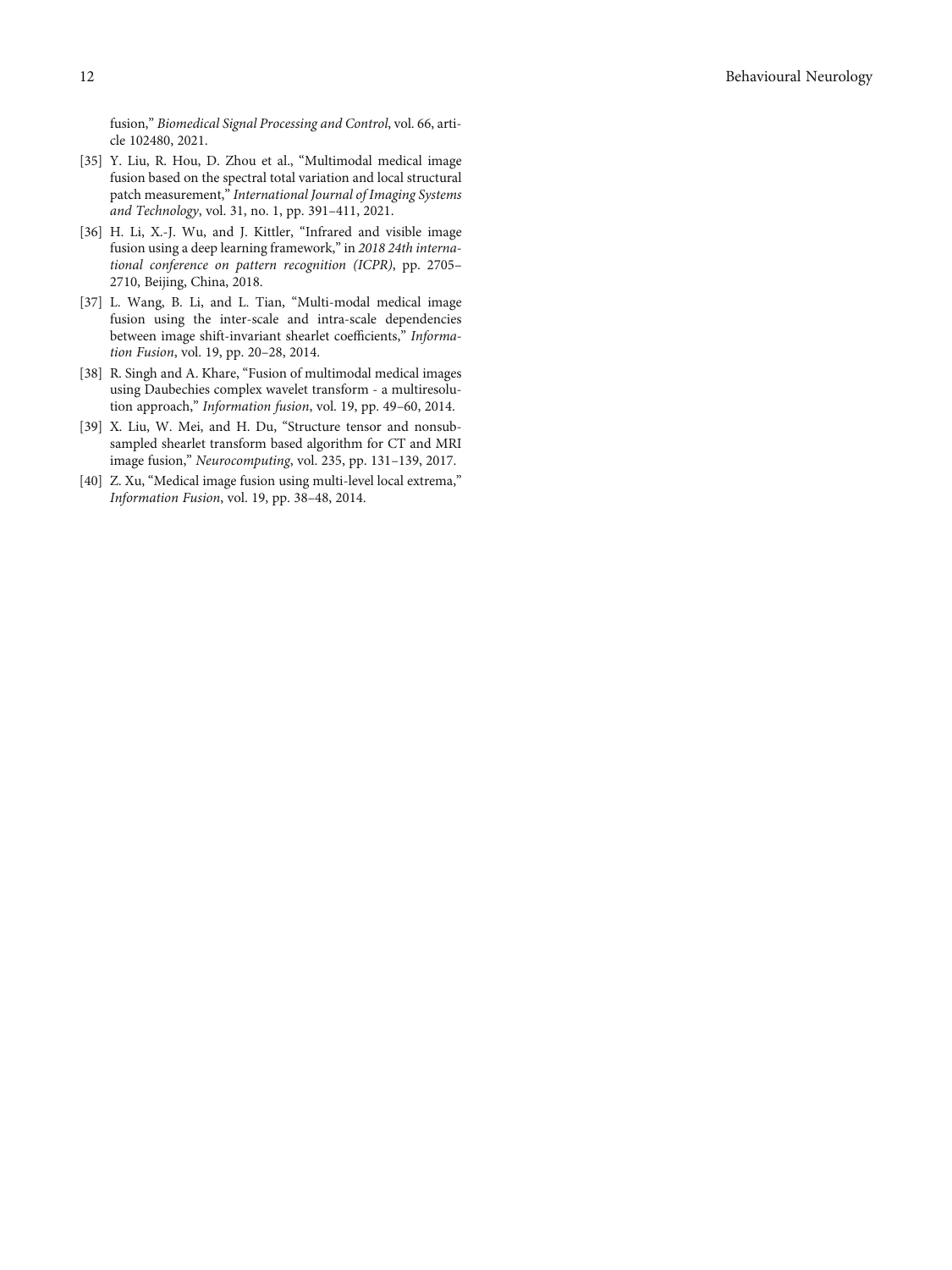fusion," *Biomedical Signal Processing and Control*, vol. 66, article 102480, 2021.

[35] Y. Liu, R. Hou, D. Zhou et al., "Multimodal medical image fusion based on the spectral total variation and local structural patch measurement," *International Journal of Imaging Systems and Technology*, vol. 31, no. 1, pp. 391–411, 2021.

[36] H. Li, X.-J. Wu, and J. Kittler, "Infrared and visible image fusion using a deep learning framework," in *2018 24th international conference on pattern recognition (ICPR)*, pp. 2705–2710, Beijing, China, 2018.

[37] L. Wang, B. Li, and L. Tian, "Multi-modal medical image fusion using the inter-scale and intra-scale dependencies between image shift-invariant shearlet coefficients," *Information Fusion*, vol. 19, pp. 20–28, 2014.

[38] R. Singh and A. Khare, "Fusion of multimodal medical images using Daubechies complex wavelet transform - a multiresolution approach," *Information fusion*, vol. 19, pp. 49–60, 2014.

[39] X. Liu, W. Mei, and H. Du, "Structure tensor and nonsubsampled shearlet transform based algorithm for CT and MRI image fusion," *Neurocomputing*, vol. 235, pp. 131–139, 2017.

[40] Z. Xu, "Medical image fusion using multi-level local extrema," *Information Fusion*, vol. 19, pp. 38–48, 2014.